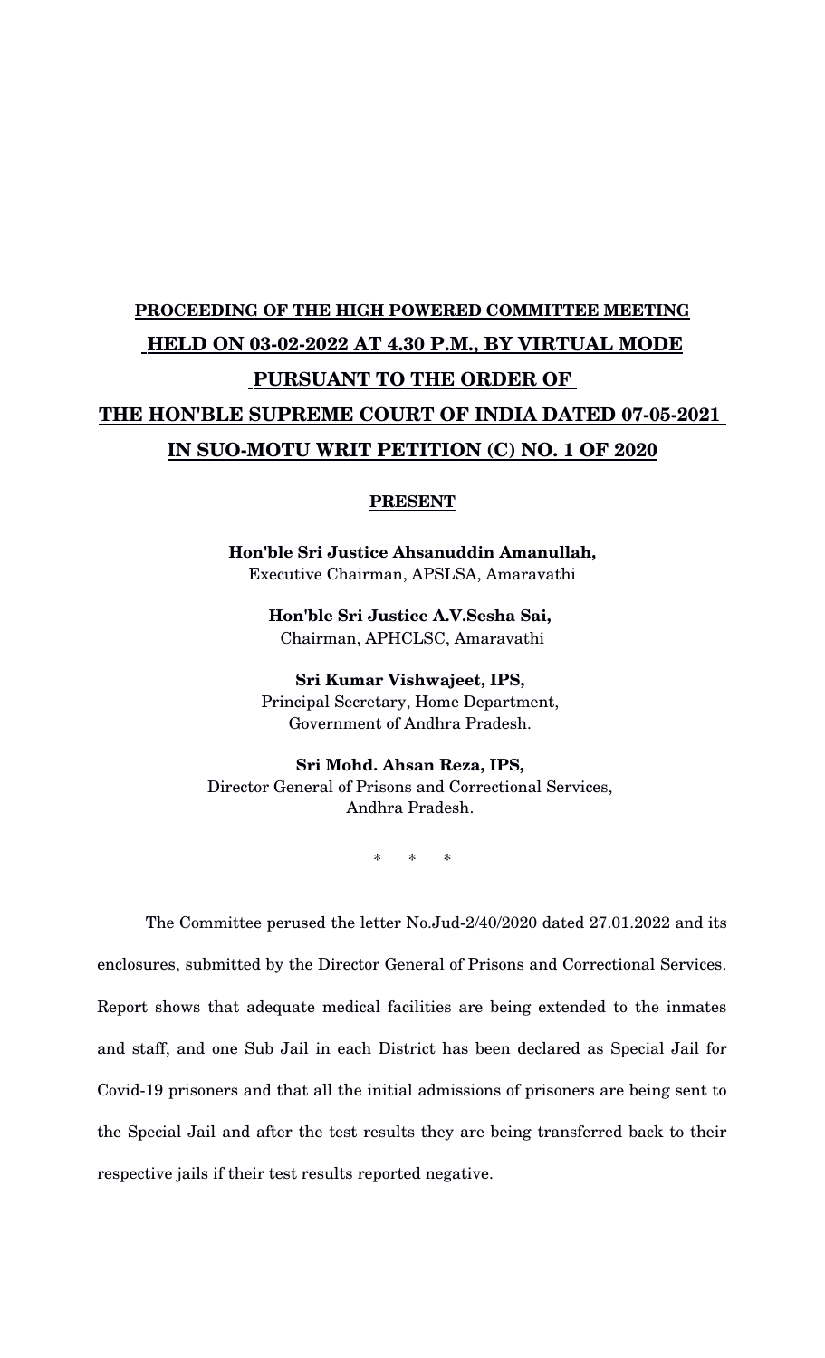**PROCEEDING OF THE HIGH POWERED COMMITTEE MEETING HELD ON 03-02-2022 AT 4.30 P.M., BY VIRTUAL MODE PURSUANT TO THE ORDER OF THE HON'BLE SUPREME COURT OF INDIA DATED 07-05-2021 IN SUO-MOTU WRIT PETITION (C) NO. 1 OF 2020**

**PRESENT**

**Hon'ble Sri Justice Ahsanuddin Amanullah,**
Executive Chairman, APSLSA, Amaravathi

**Hon'ble Sri Justice A.V.Sesha Sai,**
Chairman, APHCLSC, Amaravathi

**Sri Kumar Vishwajeet, IPS,**
Principal Secretary, Home Department,
Government of Andhra Pradesh.

**Sri Mohd. Ahsan Reza, IPS,**
Director General of Prisons and Correctional Services,
Andhra Pradesh.

\* \* \*

The Committee perused the letter No.Jud-2/40/2020 dated 27.01.2022 and its enclosures, submitted by the Director General of Prisons and Correctional Services. Report shows that adequate medical facilities are being extended to the inmates and staff, and one Sub Jail in each District has been declared as Special Jail for Covid-19 prisoners and that all the initial admissions of prisoners are being sent to the Special Jail and after the test results they are being transferred back to their respective jails if their test results reported negative.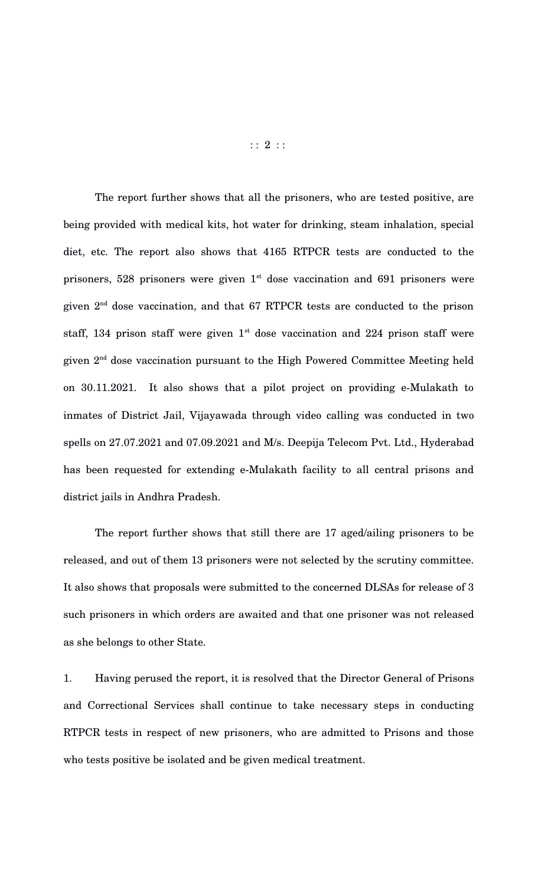The report further shows that all the prisoners, who are tested positive, are being provided with medical kits, hot water for drinking, steam inhalation, special diet, etc. The report also shows that 4165 RTPCR tests are conducted to the prisoners, 528 prisoners were given 1st dose vaccination and 691 prisoners were given 2nd dose vaccination, and that 67 RTPCR tests are conducted to the prison staff, 134 prison staff were given 1st dose vaccination and 224 prison staff were given 2nd dose vaccination pursuant to the High Powered Committee Meeting held on 30.11.2021. It also shows that a pilot project on providing e-Mulakath to inmates of District Jail, Vijayawada through video calling was conducted in two spells on 27.07.2021 and 07.09.2021 and M/s. Deepija Telecom Pvt. Ltd., Hyderabad has been requested for extending e-Mulakath facility to all central prisons and district jails in Andhra Pradesh.

The report further shows that still there are 17 aged/ailing prisoners to be released, and out of them 13 prisoners were not selected by the scrutiny committee. It also shows that proposals were submitted to the concerned DLSAs for release of 3 such prisoners in which orders are awaited and that one prisoner was not released as she belongs to other State.

1. Having perused the report, it is resolved that the Director General of Prisons and Correctional Services shall continue to take necessary steps in conducting RTPCR tests in respect of new prisoners, who are admitted to Prisons and those who tests positive be isolated and be given medical treatment.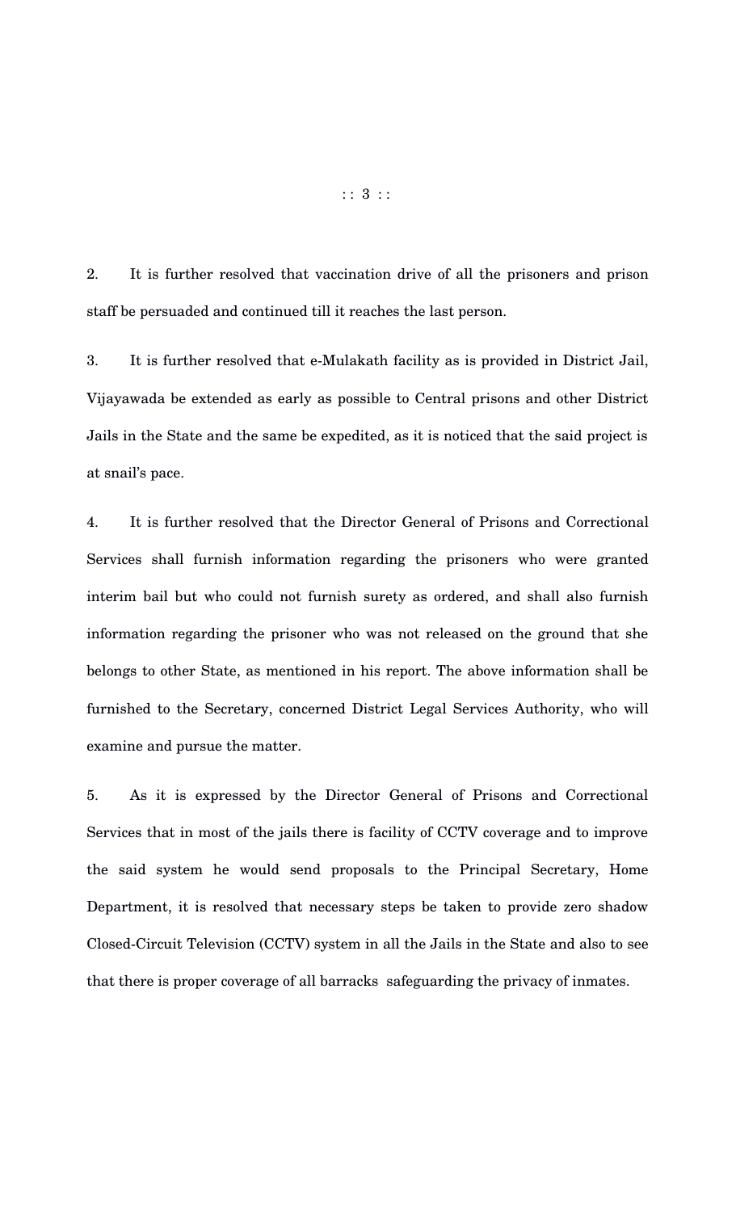2. It is further resolved that vaccination drive of all the prisoners and prison staff be persuaded and continued till it reaches the last person.

3. It is further resolved that e-Mulakath facility as is provided in District Jail, Vijayawada be extended as early as possible to Central prisons and other District Jails in the State and the same be expedited, as it is noticed that the said project is at snail's pace.

4. It is further resolved that the Director General of Prisons and Correctional Services shall furnish information regarding the prisoners who were granted interim bail but who could not furnish surety as ordered, and shall also furnish information regarding the prisoner who was not released on the ground that she belongs to other State, as mentioned in his report. The above information shall be furnished to the Secretary, concerned District Legal Services Authority, who will examine and pursue the matter.

5. As it is expressed by the Director General of Prisons and Correctional Services that in most of the jails there is facility of CCTV coverage and to improve the said system he would send proposals to the Principal Secretary, Home Department, it is resolved that necessary steps be taken to provide zero shadow Closed-Circuit Television (CCTV) system in all the Jails in the State and also to see that there is proper coverage of all barracks safeguarding the privacy of inmates.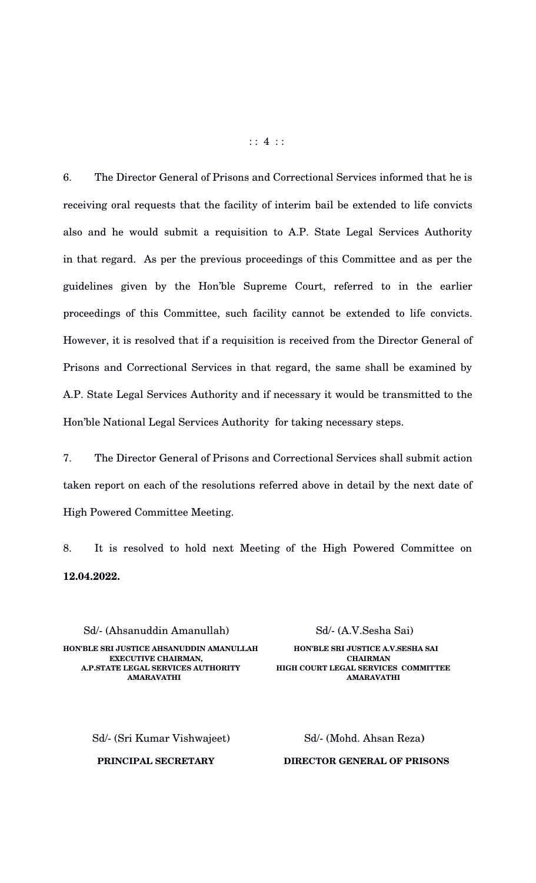6. The Director General of Prisons and Correctional Services informed that he is receiving oral requests that the facility of interim bail be extended to life convicts also and he would submit a requisition to A.P. State Legal Services Authority in that regard. As per the previous proceedings of this Committee and as per the guidelines given by the Hon'ble Supreme Court, referred to in the earlier proceedings of this Committee, such facility cannot be extended to life convicts. However, it is resolved that if a requisition is received from the Director General of Prisons and Correctional Services in that regard, the same shall be examined by A.P. State Legal Services Authority and if necessary it would be transmitted to the Hon'ble National Legal Services Authority for taking necessary steps.

7. The Director General of Prisons and Correctional Services shall submit action taken report on each of the resolutions referred above in detail by the next date of High Powered Committee Meeting.

8. It is resolved to hold next Meeting of the High Powered Committee on **12.04.2022.**

Sd/- (Ahsanuddin Amanullah)

**HON'BLE SRI JUSTICE AHSANUDDIN AMANULLAH**
**EXECUTIVE CHAIRMAN,**
**A.P.STATE LEGAL SERVICES AUTHORITY**
**AMARAVATHI**

Sd/- (A.V.Sesha Sai)

**HON'BLE SRI JUSTICE A.V.SESHA SAI**
**CHAIRMAN**
**HIGH COURT LEGAL SERVICES COMMITTEE**
**AMARAVATHI**

Sd/- (Sri Kumar Vishwajeet)

**PRINCIPAL SECRETARY**

Sd/- (Mohd. Ahsan Reza)

**DIRECTOR GENERAL OF PRISONS**